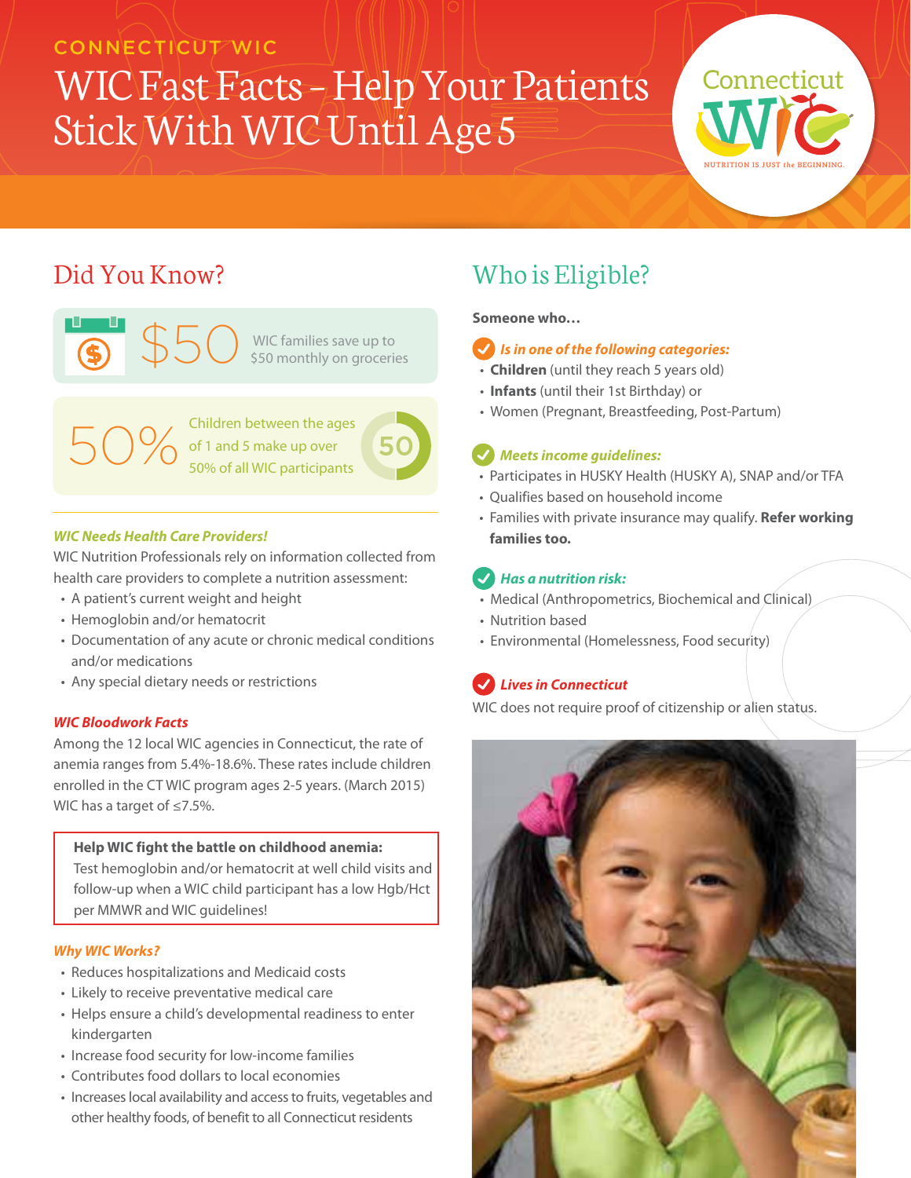CONNECTICUT WIC

# WIC Fast Facts – Help Your Patients Stick With WIC Until Age 5

## Did You Know?

**$50** WIC families save up to $50 monthly on groceries

**50%** Children between the ages of 1 and 5 make up over 50% of all WIC participants

### *WIC Needs Health Care Providers!*

WIC Nutrition Professionals rely on information collected from health care providers to complete a nutrition assessment:

- A patient's current weight and height
- Hemoglobin and/or hematocrit
- Documentation of any acute or chronic medical conditions and/or medications
- Any special dietary needs or restrictions

### *WIC Bloodwork Facts*

Among the 12 local WIC agencies in Connecticut, the rate of anemia ranges from 5.4%-18.6%. These rates include children enrolled in the CT WIC program ages 2-5 years. (March 2015) WIC has a target of ≤7.5%.

> **Help WIC fight the battle on childhood anemia:**
> Test hemoglobin and/or hematocrit at well child visits and follow-up when a WIC child participant has a low Hgb/Hct per MMWR and WIC guidelines!

### *Why WIC Works?*

- Reduces hospitalizations and Medicaid costs
- Likely to receive preventative medical care
- Helps ensure a child's developmental readiness to enter kindergarten
- Increase food security for low-income families
- Contributes food dollars to local economies
- Increases local availability and access to fruits, vegetables and other healthy foods, of benefit to all Connecticut residents

## Who is Eligible?

**Someone who…**

***Is in one of the following categories:***

- **Children** (until they reach 5 years old)
- **Infants** (until their 1st Birthday) or
- Women (Pregnant, Breastfeeding, Post-Partum)

***Meets income guidelines:***

- Participates in HUSKY Health (HUSKY A), SNAP and/or TFA
- Qualifies based on household income
- Families with private insurance may qualify. **Refer working families too.**

***Has a nutrition risk:***

- Medical (Anthropometrics, Biochemical and Clinical)
- Nutrition based
- Environmental (Homelessness, Food security)

***Lives in Connecticut***

WIC does not require proof of citizenship or alien status.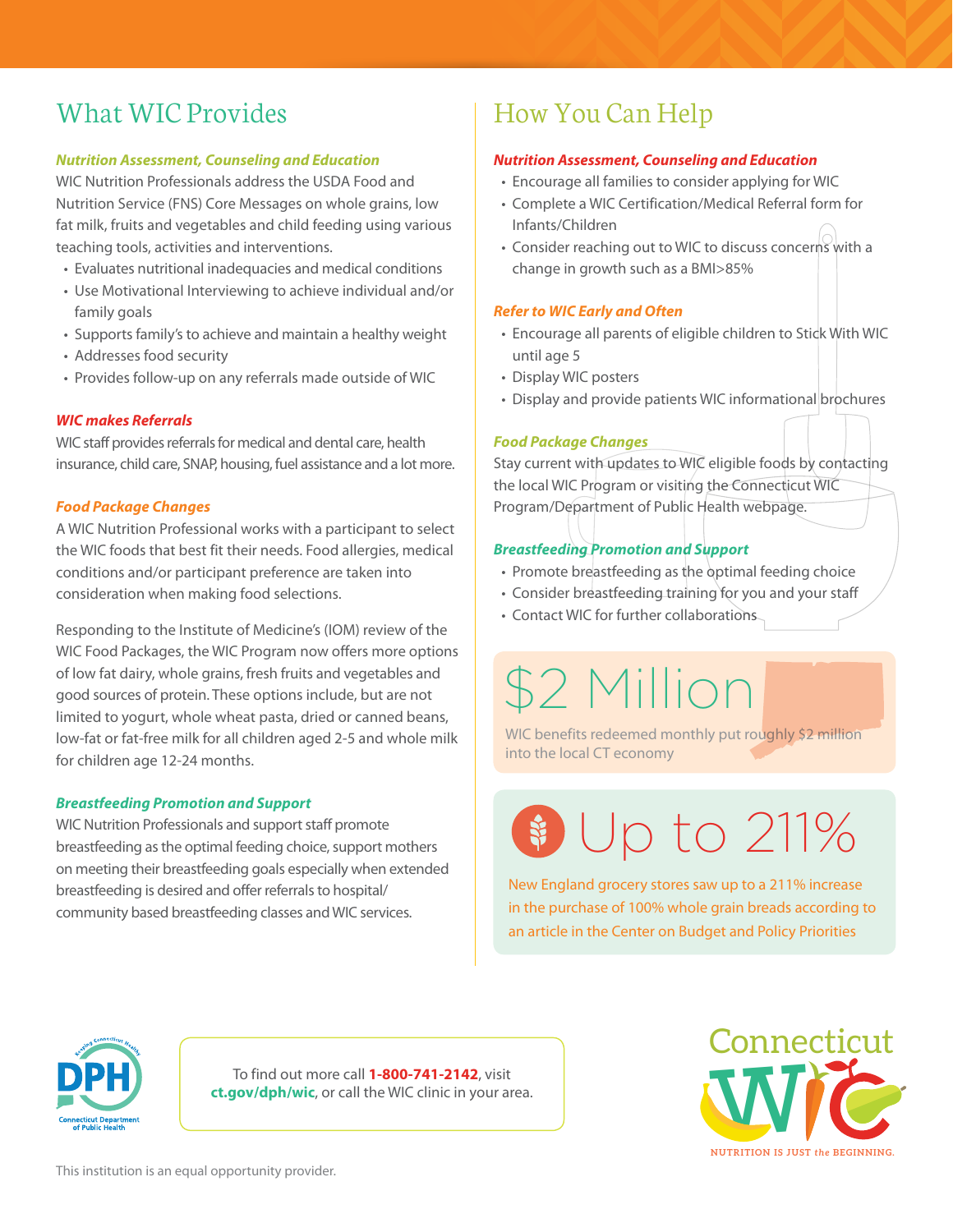## What WIC Provides

### *Nutrition Assessment, Counseling and Education*

WIC Nutrition Professionals address the USDA Food and Nutrition Service (FNS) Core Messages on whole grains, low fat milk, fruits and vegetables and child feeding using various teaching tools, activities and interventions.

- Evaluates nutritional inadequacies and medical conditions
- Use Motivational Interviewing to achieve individual and/or family goals
- Supports family's to achieve and maintain a healthy weight
- Addresses food security
- Provides follow-up on any referrals made outside of WIC

### *WIC makes Referrals*

WIC staff provides referrals for medical and dental care, health insurance, child care, SNAP, housing, fuel assistance and a lot more.

### *Food Package Changes*

A WIC Nutrition Professional works with a participant to select the WIC foods that best fit their needs. Food allergies, medical conditions and/or participant preference are taken into consideration when making food selections.

Responding to the Institute of Medicine's (IOM) review of the WIC Food Packages, the WIC Program now offers more options of low fat dairy, whole grains, fresh fruits and vegetables and good sources of protein. These options include, but are not limited to yogurt, whole wheat pasta, dried or canned beans, low-fat or fat-free milk for all children aged 2-5 and whole milk for children age 12-24 months.

### *Breastfeeding Promotion and Support*

WIC Nutrition Professionals and support staff promote breastfeeding as the optimal feeding choice, support mothers on meeting their breastfeeding goals especially when extended breastfeeding is desired and offer referrals to hospital/ community based breastfeeding classes and WIC services.

## How You Can Help

### *Nutrition Assessment, Counseling and Education*

- Encourage all families to consider applying for WIC
- Complete a WIC Certification/Medical Referral form for Infants/Children
- Consider reaching out to WIC to discuss concerns with a change in growth such as a BMI>85%

### *Refer to WIC Early and Often*

- Encourage all parents of eligible children to Stick With WIC until age 5
- Display WIC posters
- Display and provide patients WIC informational brochures

### *Food Package Changes*

Stay current with updates to WIC eligible foods by contacting the local WIC Program or visiting the Connecticut WIC Program/Department of Public Health webpage.

### *Breastfeeding Promotion and Support*

- Promote breastfeeding as the optimal feeding choice
- Consider breastfeeding training for you and your staff
- Contact WIC for further collaborations

**$2 Million**

WIC benefits redeemed monthly put roughly $2 million into the local CT economy

**Up to 211%**

New England grocery stores saw up to a 211% increase in the purchase of 100% whole grain breads according to an article in the Center on Budget and Policy Priorities

Keeping Connecticut Healthy — DPH — Connecticut Department of Public Health

To find out more call **1-800-741-2142**, visit **ct.gov/dph/wic**, or call the WIC clinic in your area.

Connecticut WIC — NUTRITION IS JUST *the* BEGINNING.

This institution is an equal opportunity provider.